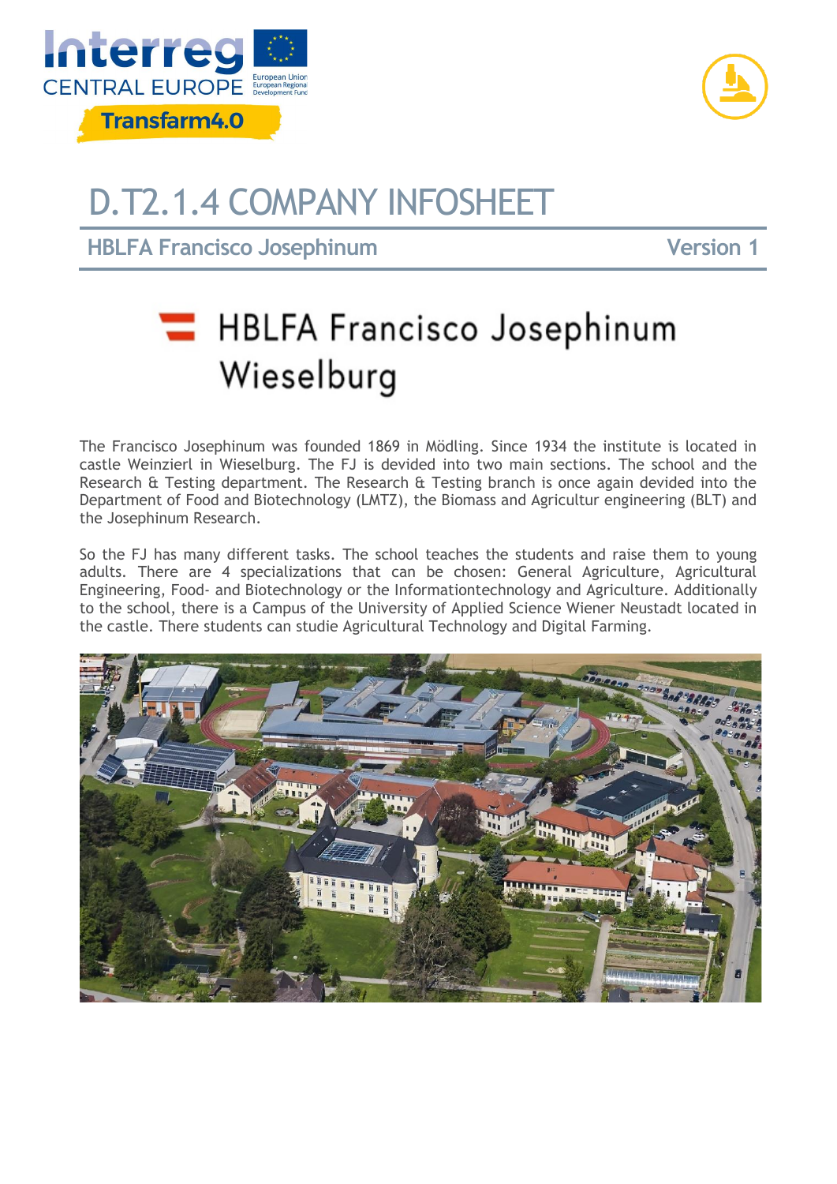# D.T2.1.4 COMPANY INFOSHEET

**HBLFA Francisco Josephinum** **Version 1**

## HBLFA Francisco Josephinum Wieselburg

The Francisco Josephinum was founded 1869 in Mödling. Since 1934 the institute is located in castle Weinzierl in Wieselburg. The FJ is devided into two main sections. The school and the Research & Testing department. The Research & Testing branch is once again devided into the Department of Food and Biotechnology (LMTZ), the Biomass and Agricultur engineering (BLT) and the Josephinum Research.

So the FJ has many different tasks. The school teaches the students and raise them to young adults. There are 4 specializations that can be chosen: General Agriculture, Agricultural Engineering, Food- and Biotechnology or the Informationtechnology and Agriculture. Additionally to the school, there is a Campus of the University of Applied Science Wiener Neustadt located in the castle. There students can studie Agricultural Technology and Digital Farming.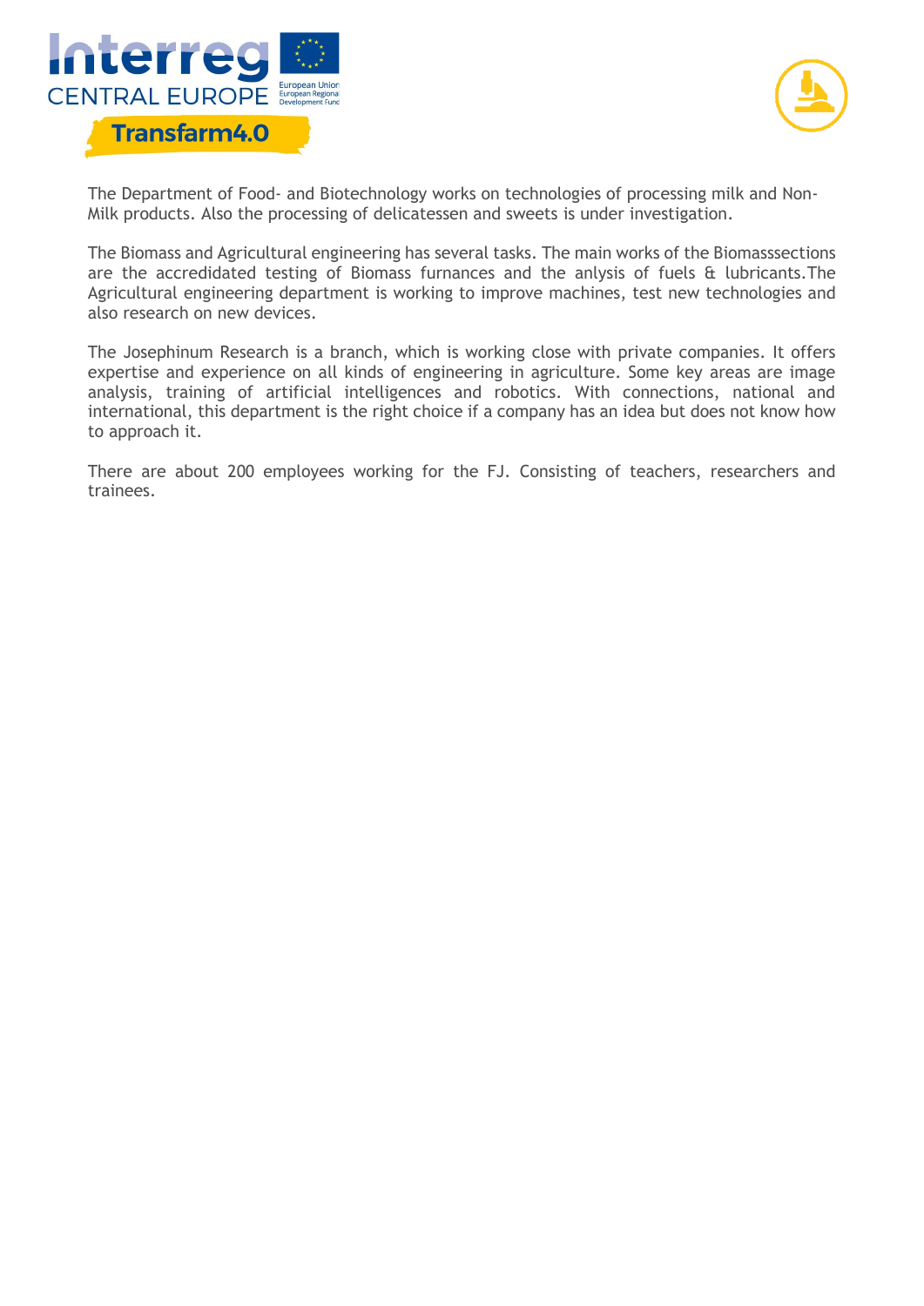The Department of Food- and Biotechnology works on technologies of processing milk and Non-Milk products. Also the processing of delicatessen and sweets is under investigation.

The Biomass and Agricultural engineering has several tasks. The main works of the Biomasssections are the accredidated testing of Biomass furnances and the anlysis of fuels & lubricants.The Agricultural engineering department is working to improve machines, test new technologies and also research on new devices.

The Josephinum Research is a branch, which is working close with private companies. It offers expertise and experience on all kinds of engineering in agriculture. Some key areas are image analysis, training of artificial intelligences and robotics. With connections, national and international, this department is the right choice if a company has an idea but does not know how to approach it.

There are about 200 employees working for the FJ. Consisting of teachers, researchers and trainees.